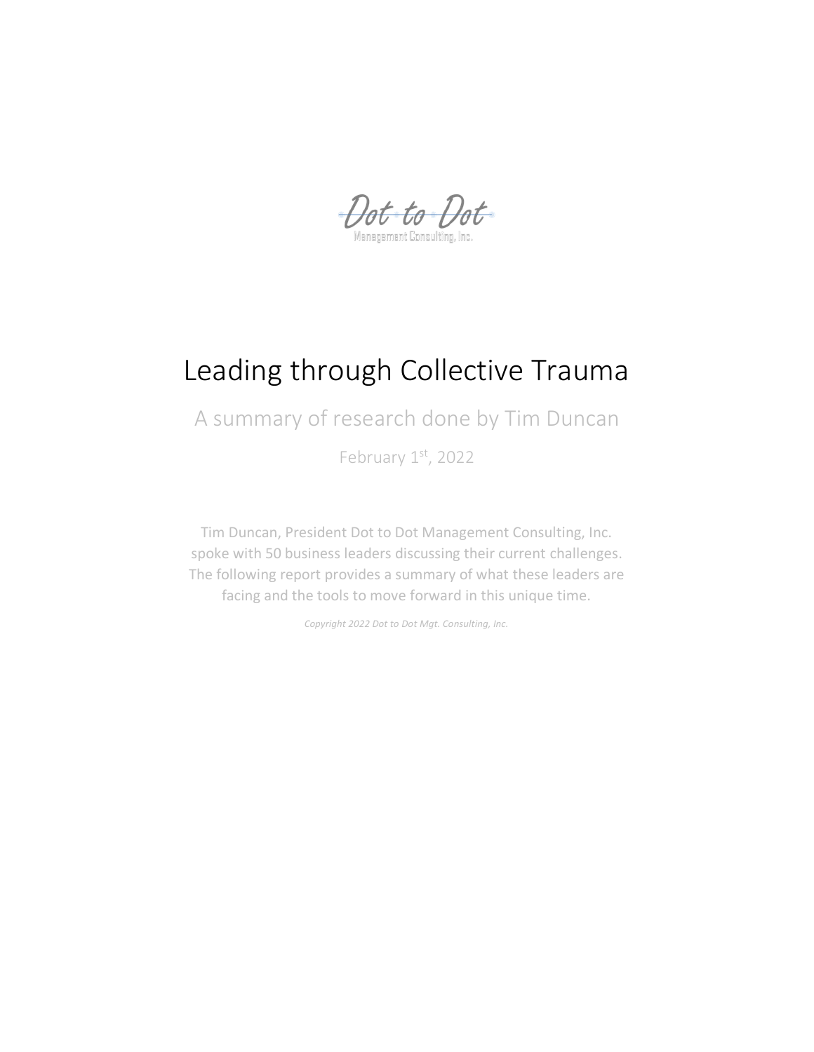Dot to Dot

Management Consulting, Inc.

# Leading through Collective Trauma

A summary of research done by Tim Duncan

February 1st, 2022

Tim Duncan, President Dot to Dot Management Consulting, Inc. spoke with 50 business leaders discussing their current challenges. The following report provides a summary of what these leaders are facing and the tools to move forward in this unique time.

*Copyright 2022 Dot to Dot Mgt. Consulting, Inc.*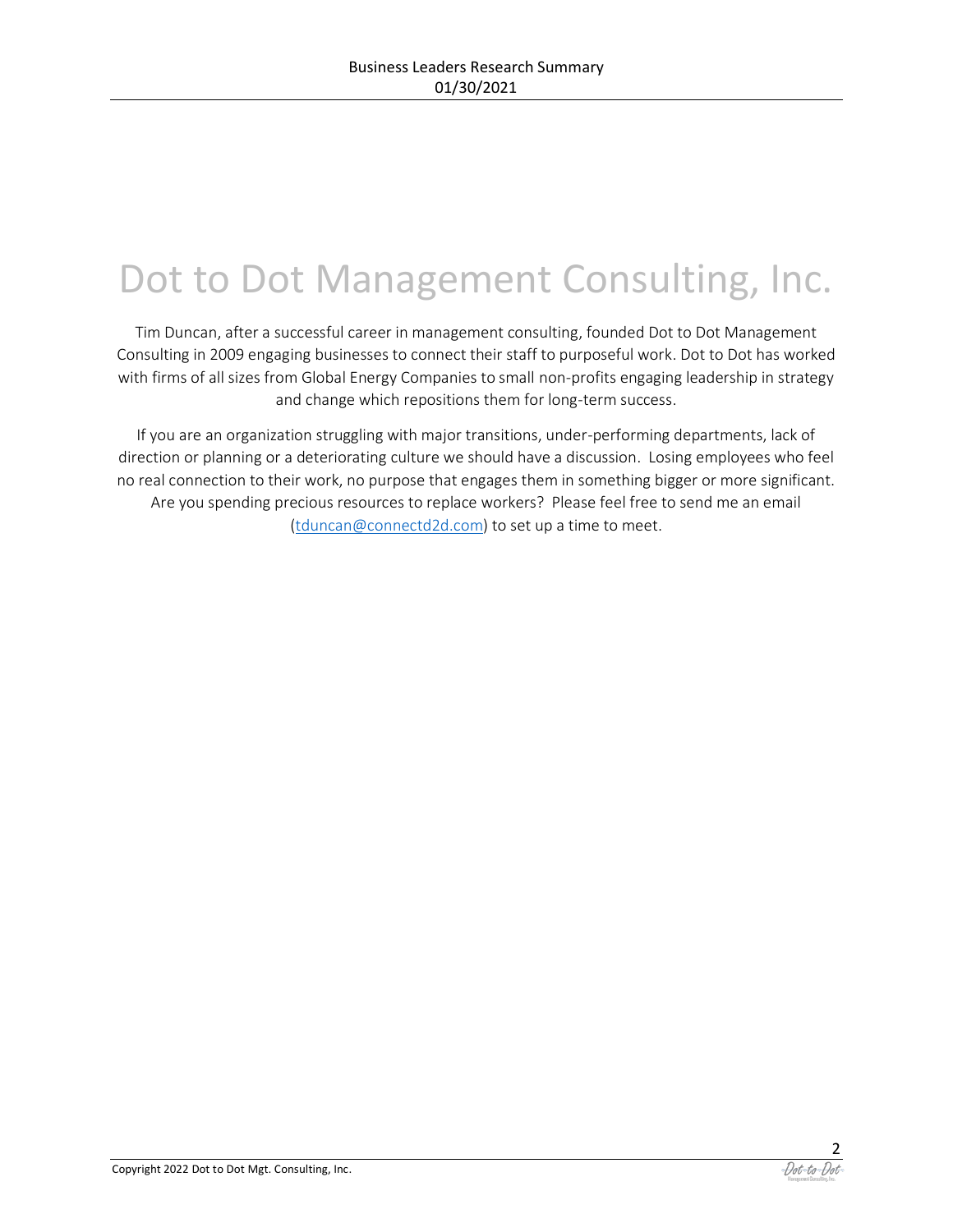# Dot to Dot Management Consulting, Inc.

Tim Duncan, after a successful career in management consulting, founded Dot to Dot Management Consulting in 2009 engaging businesses to connect their staff to purposeful work. Dot to Dot has worked with firms of all sizes from Global Energy Companies to small non-profits engaging leadership in strategy and change which repositions them for long-term success.

If you are an organization struggling with major transitions, under-performing departments, lack of direction or planning or a deteriorating culture we should have a discussion. Losing employees who feel no real connection to their work, no purpose that engages them in something bigger or more significant. Are you spending precious resources to replace workers? Please feel free to send me an email (tduncan@connectd2d.com) to set up a time to meet.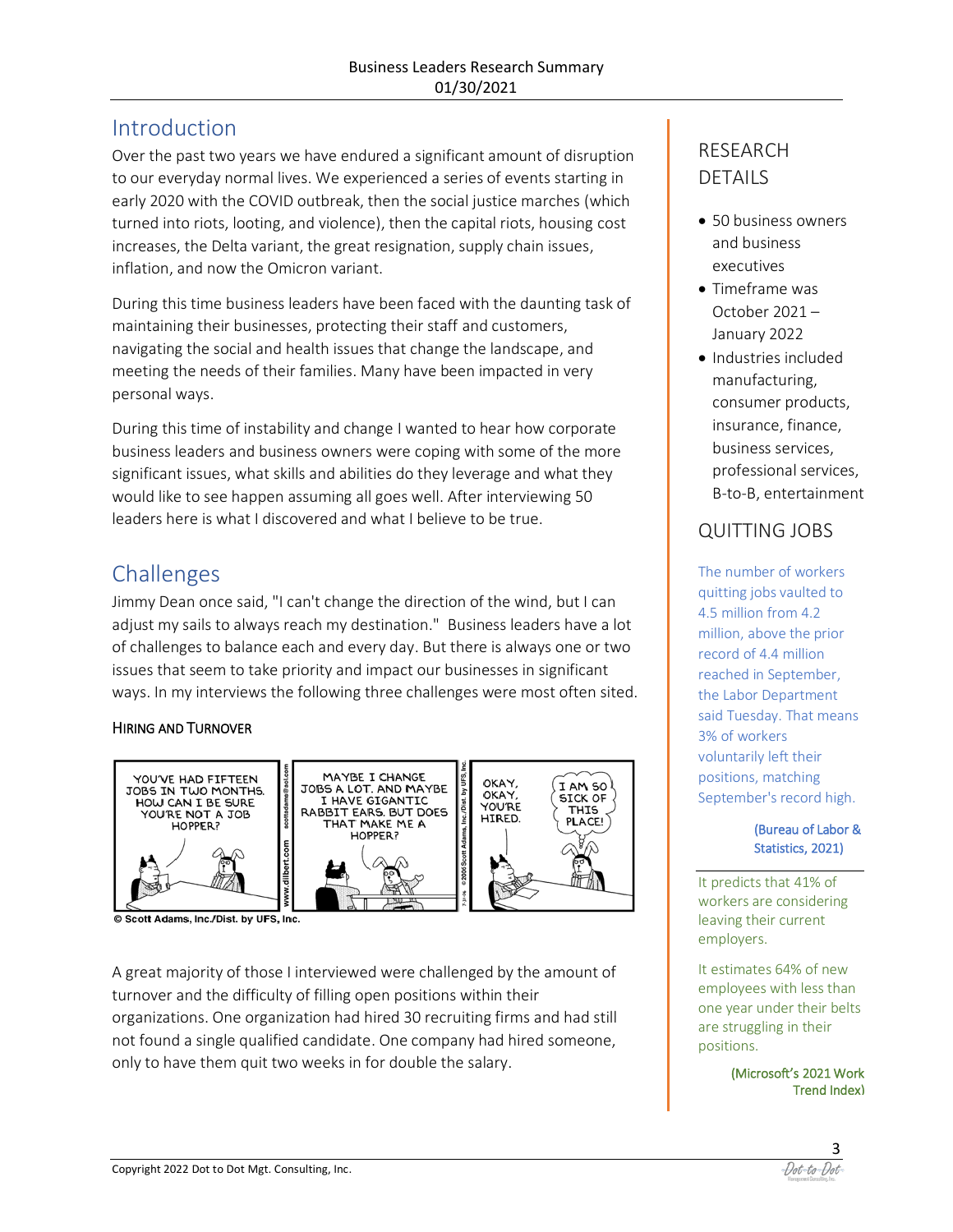## Introduction

Over the past two years we have endured a significant amount of disruption to our everyday normal lives. We experienced a series of events starting in early 2020 with the COVID outbreak, then the social justice marches (which turned into riots, looting, and violence), then the capital riots, housing cost increases, the Delta variant, the great resignation, supply chain issues, inflation, and now the Omicron variant.

During this time business leaders have been faced with the daunting task of maintaining their businesses, protecting their staff and customers, navigating the social and health issues that change the landscape, and meeting the needs of their families. Many have been impacted in very personal ways.

During this time of instability and change I wanted to hear how corporate business leaders and business owners were coping with some of the more significant issues, what skills and abilities do they leverage and what they would like to see happen assuming all goes well. After interviewing 50 leaders here is what I discovered and what I believe to be true.

## Challenges

Jimmy Dean once said, "I can't change the direction of the wind, but I can adjust my sails to always reach my destination." Business leaders have a lot of challenges to balance each and every day. But there is always one or two issues that seem to take priority and impact our businesses in significant ways. In my interviews the following three challenges were most often sited.

### Hiring and Turnover

© Scott Adams, Inc./Dist. by UFS, Inc.

A great majority of those I interviewed were challenged by the amount of turnover and the difficulty of filling open positions within their organizations. One organization had hired 30 recruiting firms and had still not found a single qualified candidate. One company had hired someone, only to have them quit two weeks in for double the salary.

## Research Details

- 50 business owners and business executives
- Timeframe was October 2021 – January 2022
- Industries included manufacturing, consumer products, insurance, finance, business services, professional services, B-to-B, entertainment

## Quitting Jobs

The number of workers quitting jobs vaulted to 4.5 million from 4.2 million, above the prior record of 4.4 million reached in September, the Labor Department said Tuesday. That means 3% of workers voluntarily left their positions, matching September's record high.

(Bureau of Labor & Statistics, 2021)

It predicts that 41% of workers are considering leaving their current employers.

It estimates 64% of new employees with less than one year under their belts are struggling in their positions.

(Microsoft's 2021 Work Trend Index)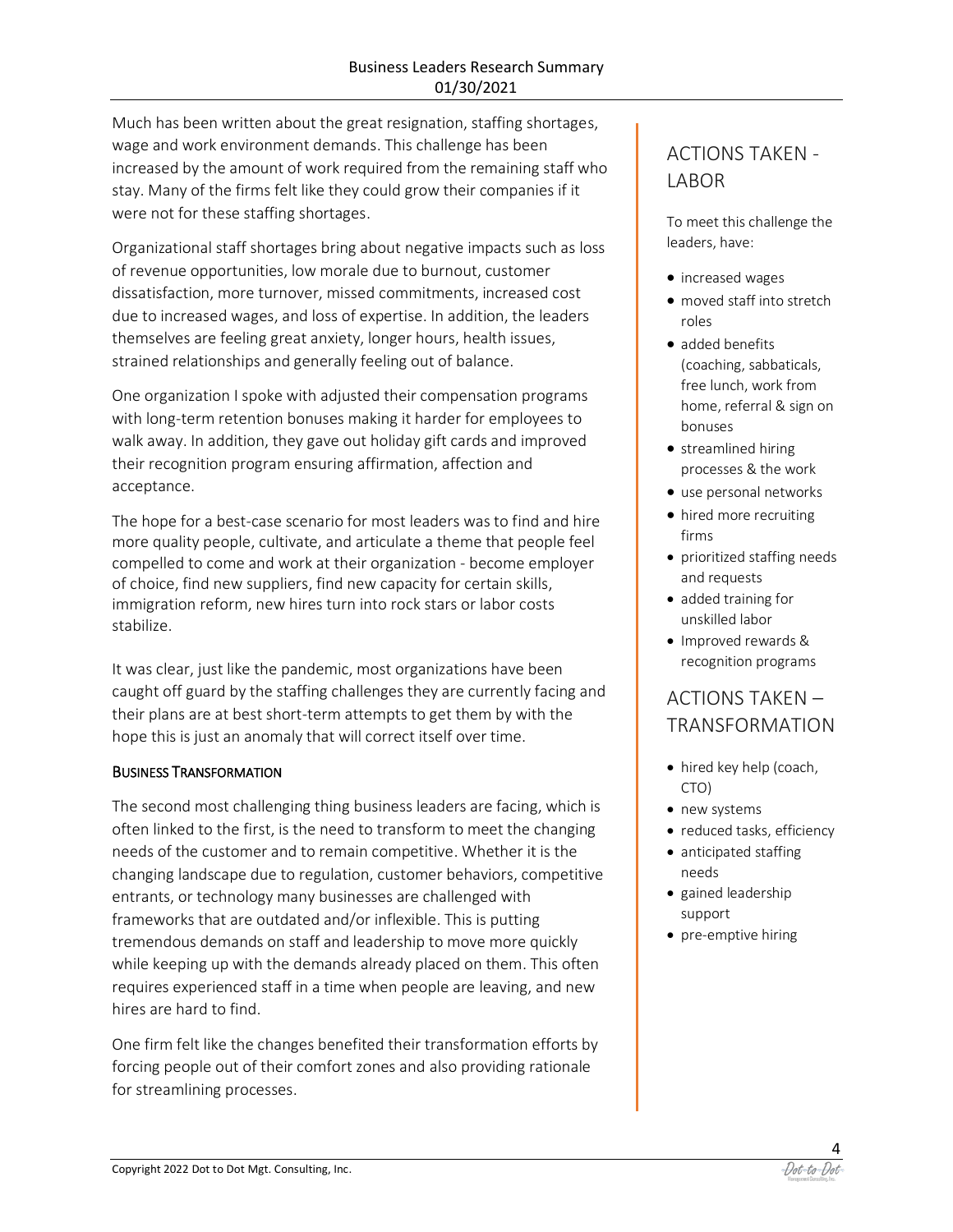Much has been written about the great resignation, staffing shortages, wage and work environment demands. This challenge has been increased by the amount of work required from the remaining staff who stay. Many of the firms felt like they could grow their companies if it were not for these staffing shortages.

Organizational staff shortages bring about negative impacts such as loss of revenue opportunities, low morale due to burnout, customer dissatisfaction, more turnover, missed commitments, increased cost due to increased wages, and loss of expertise. In addition, the leaders themselves are feeling great anxiety, longer hours, health issues, strained relationships and generally feeling out of balance.

One organization I spoke with adjusted their compensation programs with long-term retention bonuses making it harder for employees to walk away. In addition, they gave out holiday gift cards and improved their recognition program ensuring affirmation, affection and acceptance.

The hope for a best-case scenario for most leaders was to find and hire more quality people, cultivate, and articulate a theme that people feel compelled to come and work at their organization - become employer of choice, find new suppliers, find new capacity for certain skills, immigration reform, new hires turn into rock stars or labor costs stabilize.

It was clear, just like the pandemic, most organizations have been caught off guard by the staffing challenges they are currently facing and their plans are at best short-term attempts to get them by with the hope this is just an anomaly that will correct itself over time.

### Business Transformation

The second most challenging thing business leaders are facing, which is often linked to the first, is the need to transform to meet the changing needs of the customer and to remain competitive. Whether it is the changing landscape due to regulation, customer behaviors, competitive entrants, or technology many businesses are challenged with frameworks that are outdated and/or inflexible. This is putting tremendous demands on staff and leadership to move more quickly while keeping up with the demands already placed on them. This often requires experienced staff in a time when people are leaving, and new hires are hard to find.

One firm felt like the changes benefited their transformation efforts by forcing people out of their comfort zones and also providing rationale for streamlining processes.

## ACTIONS TAKEN - LABOR

To meet this challenge the leaders, have:

- increased wages
- moved staff into stretch roles
- added benefits (coaching, sabbaticals, free lunch, work from home, referral & sign on bonuses
- streamlined hiring processes & the work
- use personal networks
- hired more recruiting firms
- prioritized staffing needs and requests
- added training for unskilled labor
- Improved rewards & recognition programs

## ACTIONS TAKEN – TRANSFORMATION

- hired key help (coach, CTO)
- new systems
- reduced tasks, efficiency
- anticipated staffing needs
- gained leadership support
- pre-emptive hiring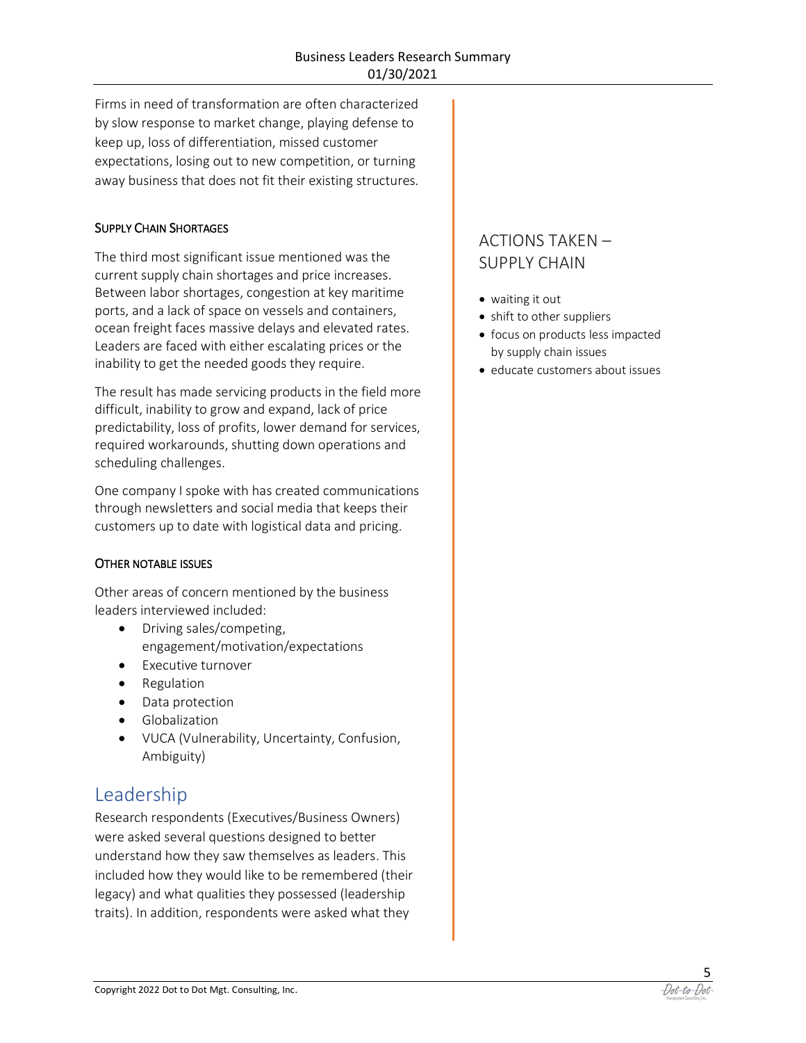Firms in need of transformation are often characterized by slow response to market change, playing defense to keep up, loss of differentiation, missed customer expectations, losing out to new competition, or turning away business that does not fit their existing structures.

### Supply Chain Shortages

The third most significant issue mentioned was the current supply chain shortages and price increases. Between labor shortages, congestion at key maritime ports, and a lack of space on vessels and containers, ocean freight faces massive delays and elevated rates. Leaders are faced with either escalating prices or the inability to get the needed goods they require.

The result has made servicing products in the field more difficult, inability to grow and expand, lack of price predictability, loss of profits, lower demand for services, required workarounds, shutting down operations and scheduling challenges.

One company I spoke with has created communications through newsletters and social media that keeps their customers up to date with logistical data and pricing.

## ACTIONS TAKEN – SUPPLY CHAIN

- waiting it out
- shift to other suppliers
- focus on products less impacted by supply chain issues
- educate customers about issues

### Other Notable Issues

Other areas of concern mentioned by the business leaders interviewed included:

- Driving sales/competing, engagement/motivation/expectations
- Executive turnover
- Regulation
- Data protection
- Globalization
- VUCA (Vulnerability, Uncertainty, Confusion, Ambiguity)

# Leadership

Research respondents (Executives/Business Owners) were asked several questions designed to better understand how they saw themselves as leaders. This included how they would like to be remembered (their legacy) and what qualities they possessed (leadership traits). In addition, respondents were asked what they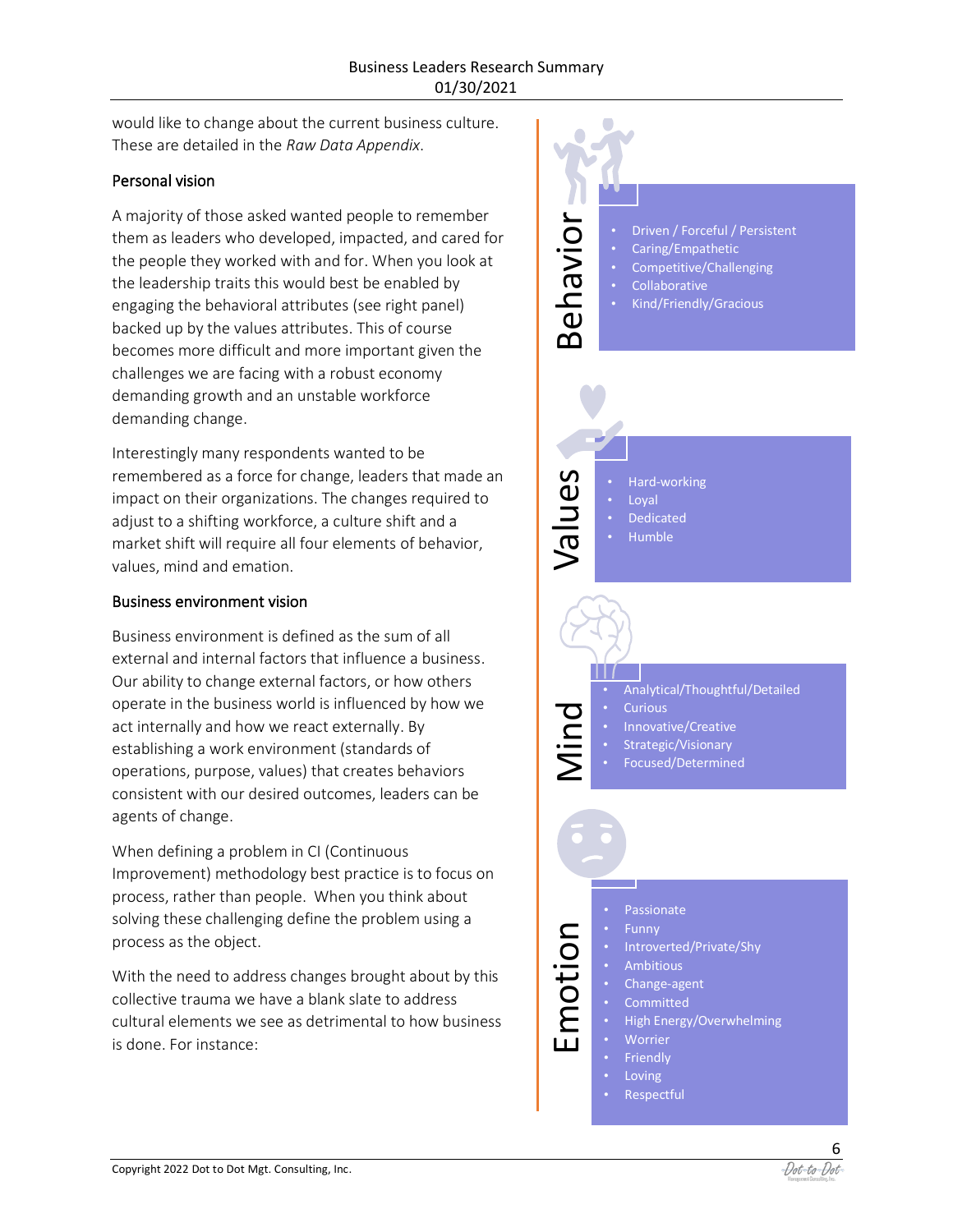would like to change about the current business culture. These are detailed in the *Raw Data Appendix*.

## Personal vision

A majority of those asked wanted people to remember them as leaders who developed, impacted, and cared for the people they worked with and for. When you look at the leadership traits this would best be enabled by engaging the behavioral attributes (see right panel) backed up by the values attributes. This of course becomes more difficult and more important given the challenges we are facing with a robust economy demanding growth and an unstable workforce demanding change.

Interestingly many respondents wanted to be remembered as a force for change, leaders that made an impact on their organizations. The changes required to adjust to a shifting workforce, a culture shift and a market shift will require all four elements of behavior, values, mind and emation.

## Business environment vision

Business environment is defined as the sum of all external and internal factors that influence a business. Our ability to change external factors, or how others operate in the business world is influenced by how we act internally and how we react externally. By establishing a work environment (standards of operations, purpose, values) that creates behaviors consistent with our desired outcomes, leaders can be agents of change.

When defining a problem in CI (Continuous Improvement) methodology best practice is to focus on process, rather than people. When you think about solving these challenging define the problem using a process as the object.

With the need to address changes brought about by this collective trauma we have a blank slate to address cultural elements we see as detrimental to how business is done. For instance:

**Behavior**

- Driven / Forceful / Persistent
- Caring/Empathetic
- Competitive/Challenging
- Collaborative
- Kind/Friendly/Gracious

**Values**

- Hard-working
- Loyal
- Dedicated
- Humble

**Mind**

- Analytical/Thoughtful/Detailed
- Curious
- Innovative/Creative
- Strategic/Visionary
- Focused/Determined

**Emotion**

- Passionate
- Funny
- Introverted/Private/Shy
- Ambitious
- Change-agent
- Committed
- High Energy/Overwhelming
- Worrier
- Friendly
- Loving
- Respectful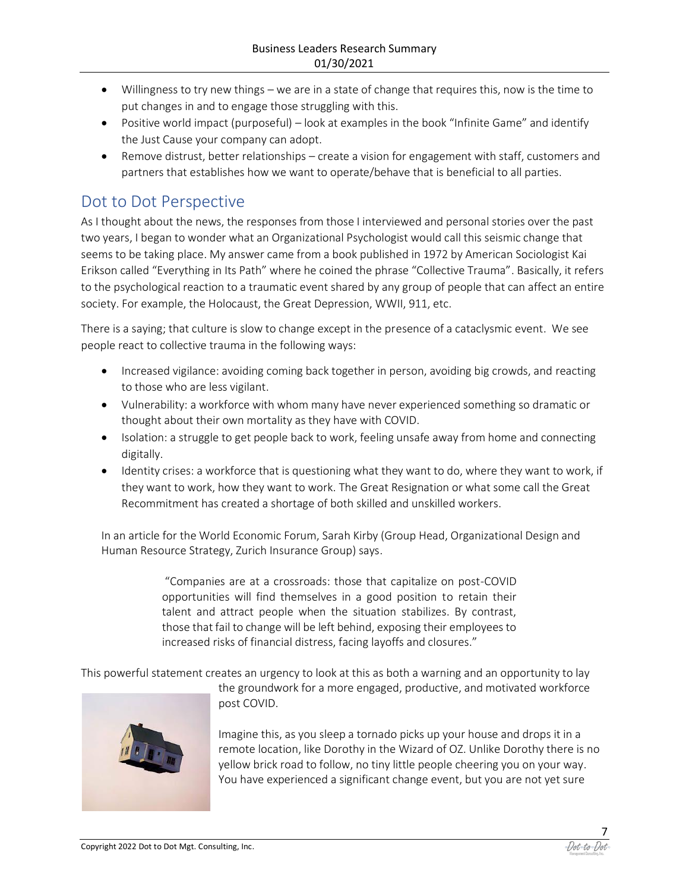- Willingness to try new things – we are in a state of change that requires this, now is the time to put changes in and to engage those struggling with this.
- Positive world impact (purposeful) – look at examples in the book "Infinite Game" and identify the Just Cause your company can adopt.
- Remove distrust, better relationships – create a vision for engagement with staff, customers and partners that establishes how we want to operate/behave that is beneficial to all parties.

## Dot to Dot Perspective

As I thought about the news, the responses from those I interviewed and personal stories over the past two years, I began to wonder what an Organizational Psychologist would call this seismic change that seems to be taking place. My answer came from a book published in 1972 by American Sociologist Kai Erikson called "Everything in Its Path" where he coined the phrase "Collective Trauma". Basically, it refers to the psychological reaction to a traumatic event shared by any group of people that can affect an entire society. For example, the Holocaust, the Great Depression, WWII, 911, etc.

There is a saying; that culture is slow to change except in the presence of a cataclysmic event. We see people react to collective trauma in the following ways:

- Increased vigilance: avoiding coming back together in person, avoiding big crowds, and reacting to those who are less vigilant.
- Vulnerability: a workforce with whom many have never experienced something so dramatic or thought about their own mortality as they have with COVID.
- Isolation: a struggle to get people back to work, feeling unsafe away from home and connecting digitally.
- Identity crises: a workforce that is questioning what they want to do, where they want to work, if they want to work, how they want to work. The Great Resignation or what some call the Great Recommitment has created a shortage of both skilled and unskilled workers.

In an article for the World Economic Forum, Sarah Kirby (Group Head, Organizational Design and Human Resource Strategy, Zurich Insurance Group) says.

> "Companies are at a crossroads: those that capitalize on post-COVID opportunities will find themselves in a good position to retain their talent and attract people when the situation stabilizes. By contrast, those that fail to change will be left behind, exposing their employees to increased risks of financial distress, facing layoffs and closures."

This powerful statement creates an urgency to look at this as both a warning and an opportunity to lay the groundwork for a more engaged, productive, and motivated workforce post COVID.

Imagine this, as you sleep a tornado picks up your house and drops it in a remote location, like Dorothy in the Wizard of OZ. Unlike Dorothy there is no yellow brick road to follow, no tiny little people cheering you on your way. You have experienced a significant change event, but you are not yet sure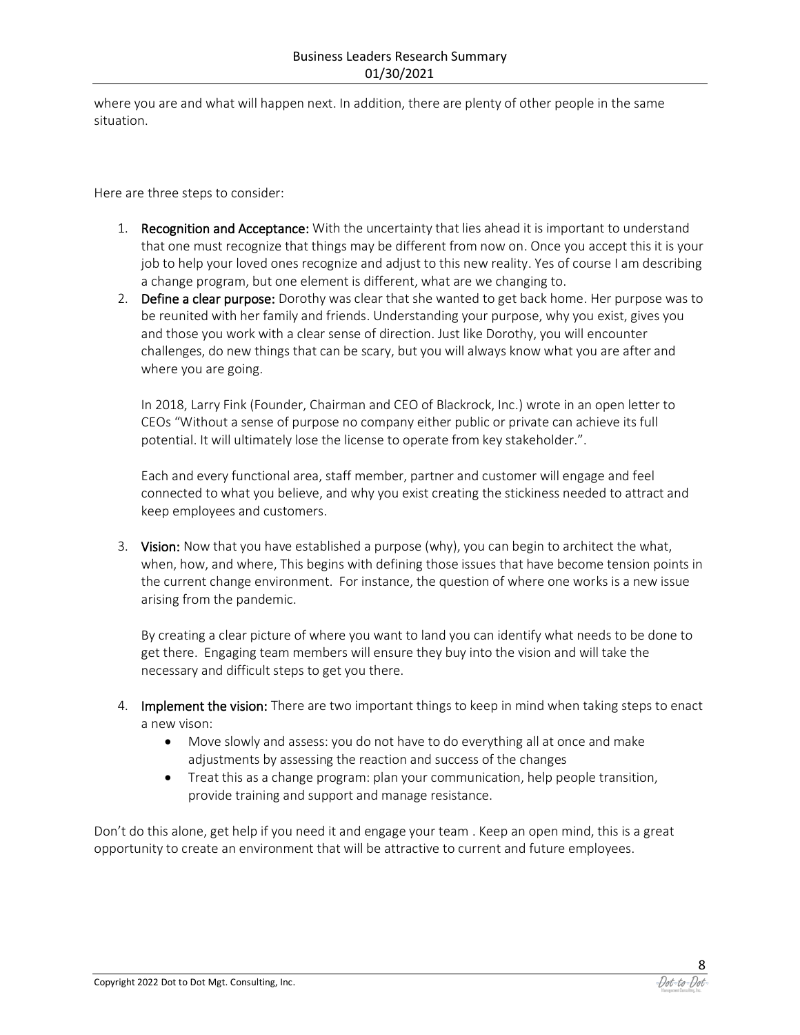where you are and what will happen next. In addition, there are plenty of other people in the same situation.

Here are three steps to consider:

1. **Recognition and Acceptance:** With the uncertainty that lies ahead it is important to understand that one must recognize that things may be different from now on. Once you accept this it is your job to help your loved ones recognize and adjust to this new reality. Yes of course I am describing a change program, but one element is different, what are we changing to.
2. **Define a clear purpose:** Dorothy was clear that she wanted to get back home. Her purpose was to be reunited with her family and friends. Understanding your purpose, why you exist, gives you and those you work with a clear sense of direction. Just like Dorothy, you will encounter challenges, do new things that can be scary, but you will always know what you are after and where you are going.

   In 2018, Larry Fink (Founder, Chairman and CEO of Blackrock, Inc.) wrote in an open letter to CEOs "Without a sense of purpose no company either public or private can achieve its full potential. It will ultimately lose the license to operate from key stakeholder.".

   Each and every functional area, staff member, partner and customer will engage and feel connected to what you believe, and why you exist creating the stickiness needed to attract and keep employees and customers.

3. **Vision:** Now that you have established a purpose (why), you can begin to architect the what, when, how, and where, This begins with defining those issues that have become tension points in the current change environment. For instance, the question of where one works is a new issue arising from the pandemic.

   By creating a clear picture of where you want to land you can identify what needs to be done to get there. Engaging team members will ensure they buy into the vision and will take the necessary and difficult steps to get you there.

4. **Implement the vision:** There are two important things to keep in mind when taking steps to enact a new vison:
   - Move slowly and assess: you do not have to do everything all at once and make adjustments by assessing the reaction and success of the changes
   - Treat this as a change program: plan your communication, help people transition, provide training and support and manage resistance.

Don't do this alone, get help if you need it and engage your team . Keep an open mind, this is a great opportunity to create an environment that will be attractive to current and future employees.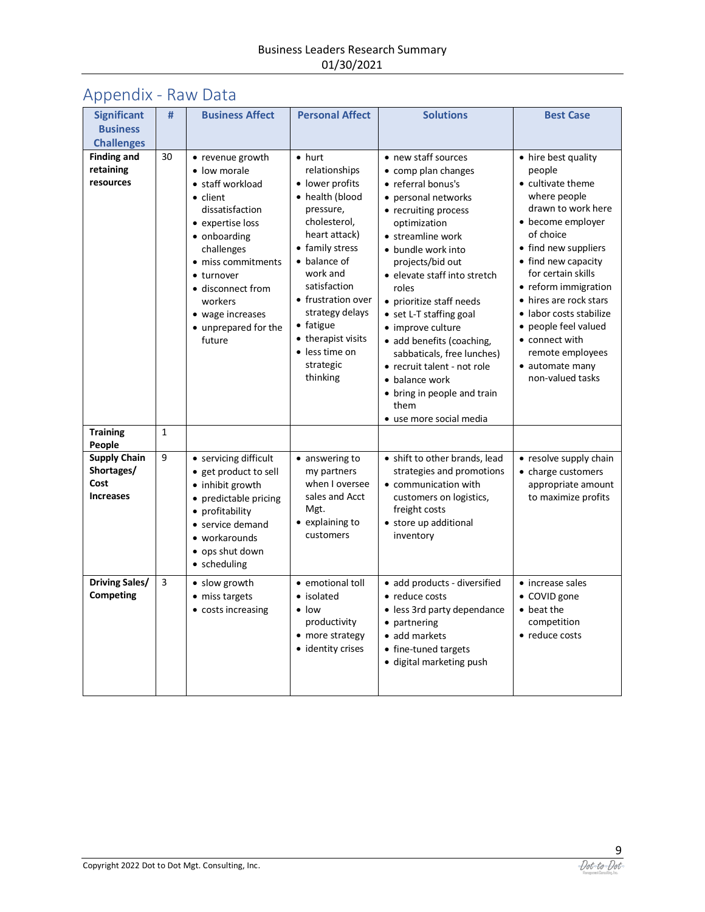## Appendix - Raw Data

| Significant Business Challenges | # | Business Affect | Personal Affect | Solutions | Best Case |
|---|---|---|---|---|---|
| **Finding and retaining resources** | 30 | • revenue growth<br>• low morale<br>• staff workload<br>• client dissatisfaction<br>• expertise loss<br>• onboarding challenges<br>• miss commitments<br>• turnover<br>• disconnect from workers<br>• wage increases<br>• unprepared for the future | • hurt relationships<br>• lower profits<br>• health (blood pressure, cholesterol, heart attack)<br>• family stress<br>• balance of work and satisfaction<br>• frustration over strategy delays<br>• fatigue<br>• therapist visits<br>• less time on strategic thinking | • new staff sources<br>• comp plan changes<br>• referral bonus's<br>• personal networks<br>• recruiting process optimization<br>• streamline work<br>• bundle work into projects/bid out<br>• elevate staff into stretch roles<br>• prioritize staff needs<br>• set L-T staffing goal<br>• improve culture<br>• add benefits (coaching, sabbaticals, free lunches)<br>• recruit talent - not role<br>• balance work<br>• bring in people and train them<br>• use more social media | • hire best quality people<br>• cultivate theme where people drawn to work here<br>• become employer of choice<br>• find new suppliers<br>• find new capacity for certain skills<br>• reform immigration<br>• hires are rock stars<br>• labor costs stabilize<br>• people feel valued<br>• connect with remote employees<br>• automate many non-valued tasks |
| **Training People** | 1 | | | | |
| **Supply Chain Shortages/ Cost Increases** | 9 | • servicing difficult<br>• get product to sell<br>• inhibit growth<br>• predictable pricing<br>• profitability<br>• service demand<br>• workarounds<br>• ops shut down<br>• scheduling | • answering to my partners when I oversee sales and Acct Mgt.<br>• explaining to customers | • shift to other brands, lead strategies and promotions<br>• communication with customers on logistics, freight costs<br>• store up additional inventory | • resolve supply chain<br>• charge customers appropriate amount to maximize profits |
| **Driving Sales/ Competing** | 3 | • slow growth<br>• miss targets<br>• costs increasing | • emotional toll<br>• isolated<br>• low productivity<br>• more strategy<br>• identity crises | • add products - diversified<br>• reduce costs<br>• less 3rd party dependance<br>• partnering<br>• add markets<br>• fine-tuned targets<br>• digital marketing push | • increase sales<br>• COVID gone<br>• beat the competition<br>• reduce costs |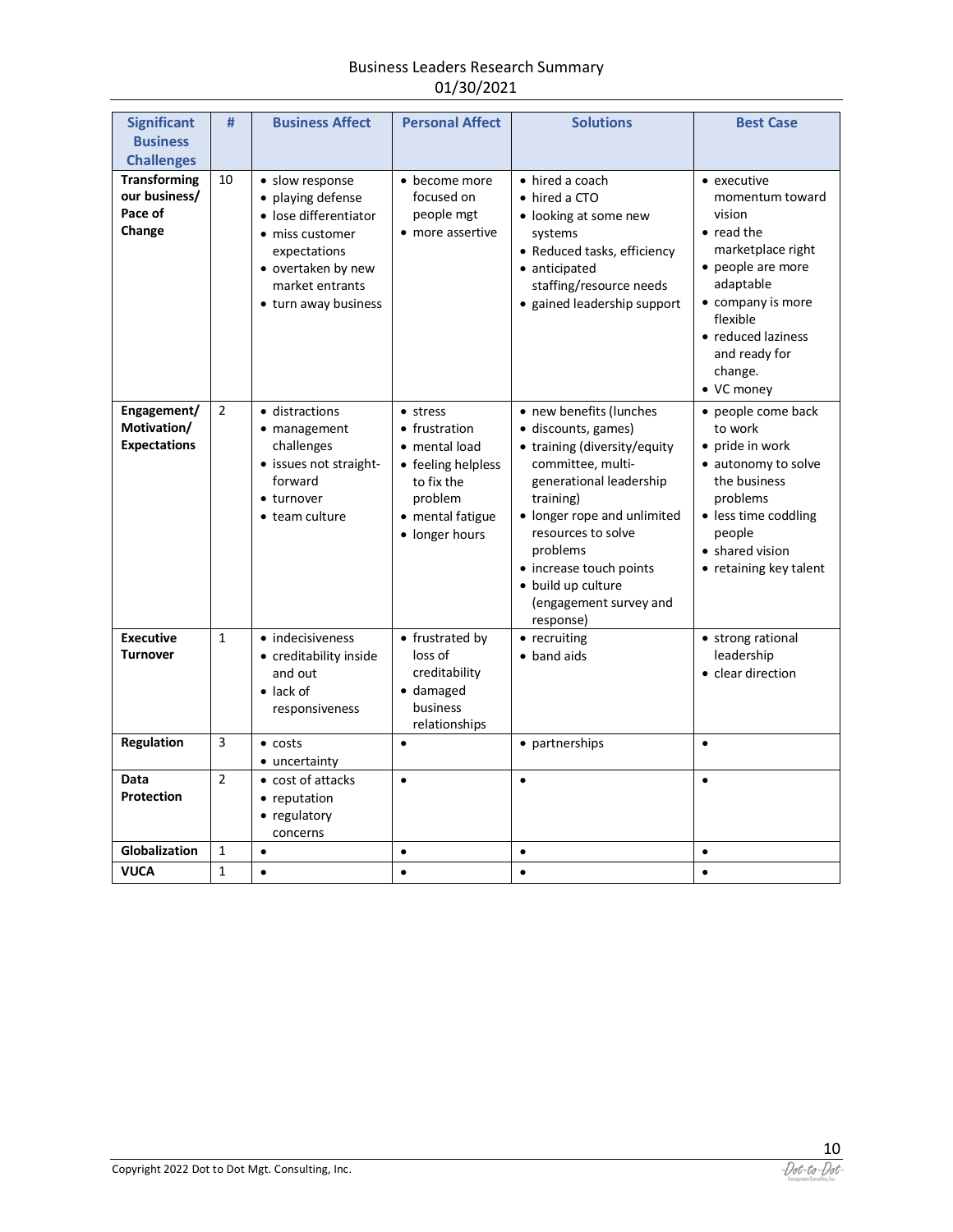Business Leaders Research Summary
01/30/2021

| Significant Business Challenges | # | Business Affect | Personal Affect | Solutions | Best Case |
|---|---|---|---|---|---|
| **Transforming our business/ Pace of Change** | 10 | • slow response<br>• playing defense<br>• lose differentiator<br>• miss customer expectations<br>• overtaken by new market entrants<br>• turn away business | • become more focused on people mgt<br>• more assertive | • hired a coach<br>• hired a CTO<br>• looking at some new systems<br>• Reduced tasks, efficiency<br>• anticipated staffing/resource needs<br>• gained leadership support | • executive momentum toward vision<br>• read the marketplace right<br>• people are more adaptable<br>• company is more flexible<br>• reduced laziness and ready for change.<br>• VC money |
| **Engagement/ Motivation/ Expectations** | 2 | • distractions<br>• management challenges<br>• issues not straight-forward<br>• turnover<br>• team culture | • stress<br>• frustration<br>• mental load<br>• feeling helpless to fix the problem<br>• mental fatigue<br>• longer hours | • new benefits (lunches<br>• discounts, games)<br>• training (diversity/equity committee, multi-generational leadership training)<br>• longer rope and unlimited resources to solve problems<br>• increase touch points<br>• build up culture (engagement survey and response) | • people come back to work<br>• pride in work<br>• autonomy to solve the business problems<br>• less time coddling people<br>• shared vision<br>• retaining key talent |
| **Executive Turnover** | 1 | • indecisiveness<br>• creditability inside and out<br>• lack of responsiveness | • frustrated by loss of creditability<br>• damaged business relationships | • recruiting<br>• band aids | • strong rational leadership<br>• clear direction |
| **Regulation** | 3 | • costs<br>• uncertainty | • | • partnerships | • |
| **Data Protection** | 2 | • cost of attacks<br>• reputation<br>• regulatory concerns | • | • | • |
| **Globalization** | 1 | • | • | • | • |
| **VUCA** | 1 | • | • | • | • |

Copyright 2022 Dot to Dot Mgt. Consulting, Inc.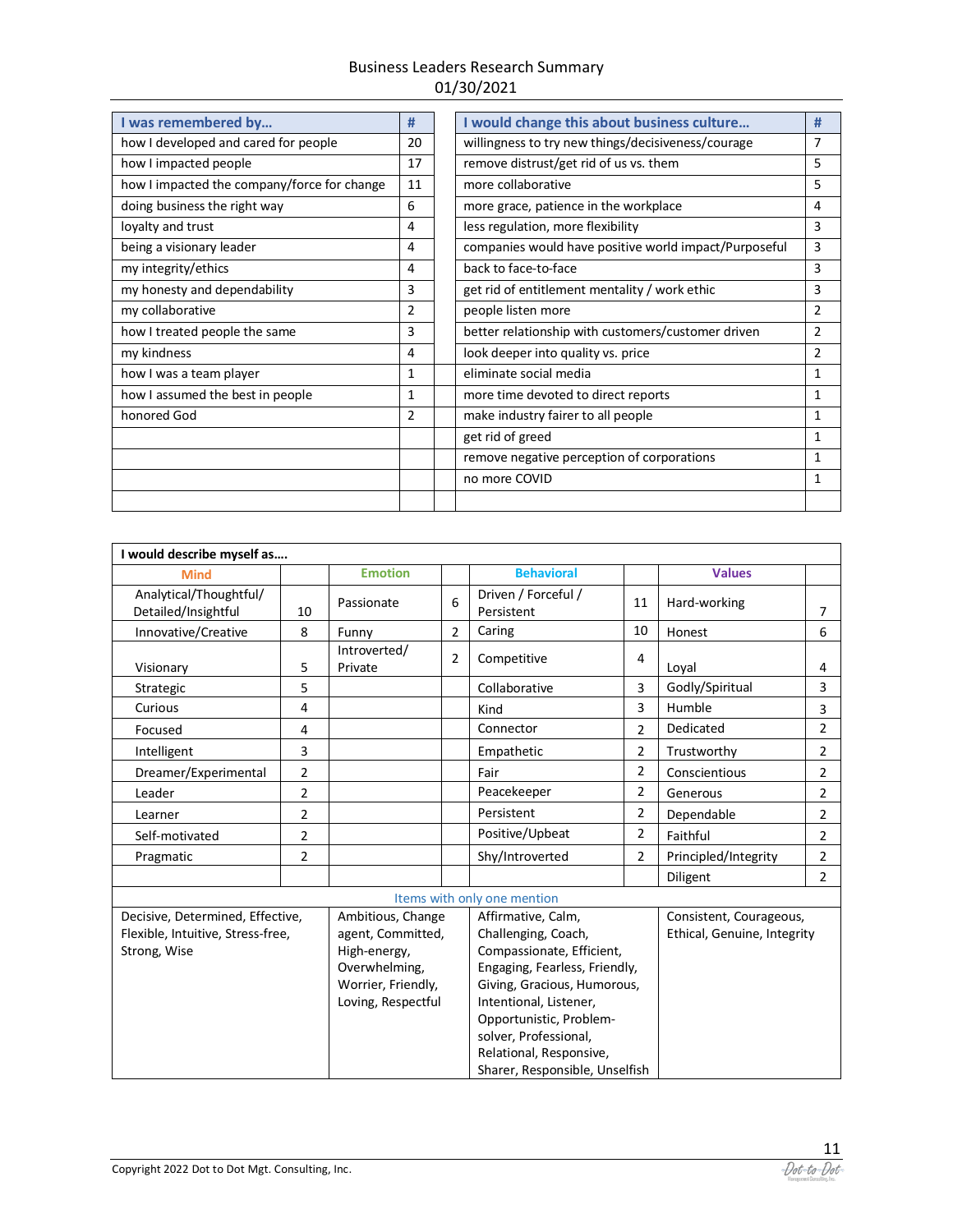# Business Leaders Research Summary

01/30/2021

| I was remembered by… | # |
|---|---|
| how I developed and cared for people | 20 |
| how I impacted people | 17 |
| how I impacted the company/force for change | 11 |
| doing business the right way | 6 |
| loyalty and trust | 4 |
| being a visionary leader | 4 |
| my integrity/ethics | 4 |
| my honesty and dependability | 3 |
| my collaborative | 2 |
| how I treated people the same | 3 |
| my kindness | 4 |
| how I was a team player | 1 |
| how I assumed the best in people | 1 |
| honored God | 2 |

| I would change this about business culture… | # |
|---|---|
| willingness to try new things/decisiveness/courage | 7 |
| remove distrust/get rid of us vs. them | 5 |
| more collaborative | 5 |
| more grace, patience in the workplace | 4 |
| less regulation, more flexibility | 3 |
| companies would have positive world impact/Purposeful | 3 |
| back to face-to-face | 3 |
| get rid of entitlement mentality / work ethic | 3 |
| people listen more | 2 |
| better relationship with customers/customer driven | 2 |
| look deeper into quality vs. price | 2 |
| eliminate social media | 1 |
| more time devoted to direct reports | 1 |
| make industry fairer to all people | 1 |
| get rid of greed | 1 |
| remove negative perception of corporations | 1 |
| no more COVID | 1 |

**I would describe myself as….**

| Mind | | Emotion | | Behavioral | | Values | |
|---|---|---|---|---|---|---|---|
| Analytical/Thoughtful/ Detailed/Insightful | 10 | Passionate | 6 | Driven / Forceful / Persistent | 11 | Hard-working | 7 |
| Innovative/Creative | 8 | Funny | 2 | Caring | 10 | Honest | 6 |
| Visionary | 5 | Introverted/ Private | 2 | Competitive | 4 | Loyal | 4 |
| Strategic | 5 | | | Collaborative | 3 | Godly/Spiritual | 3 |
| Curious | 4 | | | Kind | 3 | Humble | 3 |
| Focused | 4 | | | Connector | 2 | Dedicated | 2 |
| Intelligent | 3 | | | Empathetic | 2 | Trustworthy | 2 |
| Dreamer/Experimental | 2 | | | Fair | 2 | Conscientious | 2 |
| Leader | 2 | | | Peacekeeper | 2 | Generous | 2 |
| Learner | 2 | | | Persistent | 2 | Dependable | 2 |
| Self-motivated | 2 | | | Positive/Upbeat | 2 | Faithful | 2 |
| Pragmatic | 2 | | | Shy/Introverted | 2 | Principled/Integrity | 2 |
| | | | | | | Diligent | 2 |

**Items with only one mention**

| Mind | Emotion | Behavioral | Values |
|---|---|---|---|
| Decisive, Determined, Effective, Flexible, Intuitive, Stress-free, Strong, Wise | Ambitious, Change agent, Committed, High-energy, Overwhelming, Worrier, Friendly, Loving, Respectful | Affirmative, Calm, Challenging, Coach, Compassionate, Efficient, Engaging, Fearless, Friendly, Giving, Gracious, Humorous, Intentional, Listener, Opportunistic, Problem-solver, Professional, Relational, Responsive, Sharer, Responsible, Unselfish | Consistent, Courageous, Ethical, Genuine, Integrity |

Copyright 2022 Dot to Dot Mgt. Consulting, Inc.